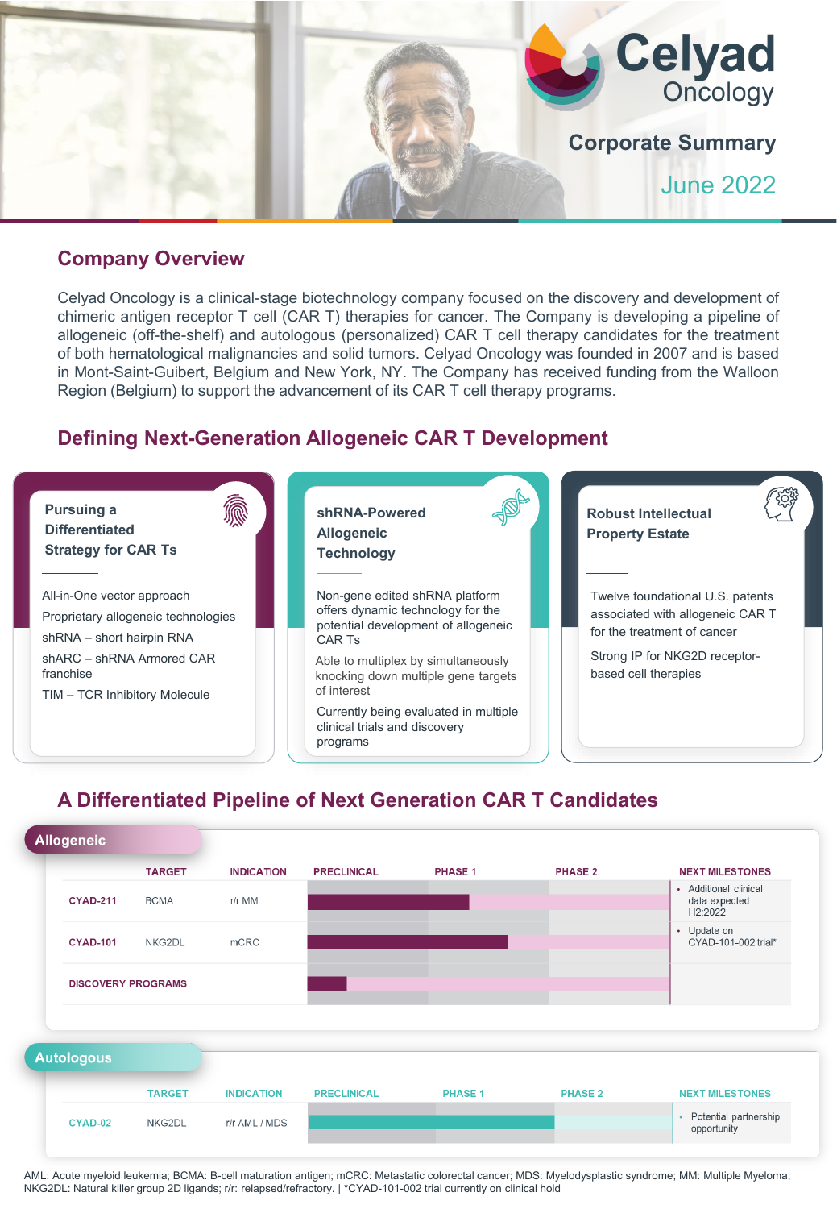# Celyad Oncology

## Corporate Summary

June 2022

## Company Overview

Celyad Oncology is a clinical-stage biotechnology company focused on the discovery and development of chimeric antigen receptor T cell (CAR T) therapies for cancer. The Company is developing a pipeline of allogeneic (off-the-shelf) and autologous (personalized) CAR T cell therapy candidates for the treatment of both hematological malignancies and solid tumors. Celyad Oncology was founded in 2007 and is based in Mont-Saint-Guibert, Belgium and New York, NY. The Company has received funding from the Walloon Region (Belgium) to support the advancement of its CAR T cell therapy programs.

## Defining Next-Generation Allogeneic CAR T Development

### Pursuing a Differentiated Strategy for CAR Ts

All-in-One vector approach

Proprietary allogeneic technologies

shRNA – short hairpin RNA

shARC – shRNA Armored CAR franchise

TIM – TCR Inhibitory Molecule

### shRNA-Powered Allogeneic Technology

Non-gene edited shRNA platform offers dynamic technology for the potential development of allogeneic CAR Ts

Able to multiplex by simultaneously knocking down multiple gene targets of interest

Currently being evaluated in multiple clinical trials and discovery programs

### Robust Intellectual Property Estate

Twelve foundational U.S. patents associated with allogeneic CAR T for the treatment of cancer

Strong IP for NKG2D receptor-based cell therapies

## A Differentiated Pipeline of Next Generation CAR T Candidates

**Allogeneic**

| | TARGET | INDICATION | STAGE | NEXT MILESTONES |
|---|---|---|---|---|
| CYAD-211 | BCMA | r/r MM | Phase 1 | Additional clinical data expected H2:2022 |
| CYAD-101 | NKG2DL | mCRC | Phase 1 | Update on CYAD-101-002 trial* |
| DISCOVERY PROGRAMS | | | Preclinical | |

**Autologous**

| | TARGET | INDICATION | STAGE | NEXT MILESTONES |
|---|---|---|---|---|
| CYAD-02 | NKG2DL | r/r AML / MDS | Phase 1 | Potential partnership opportunity |

AML: Acute myeloid leukemia; BCMA: B-cell maturation antigen; mCRC: Metastatic colorectal cancer; MDS: Myelodysplastic syndrome; MM: Multiple Myeloma; NKG2DL: Natural killer group 2D ligands; r/r: relapsed/refractory. | *CYAD-101-002 trial currently on clinical hold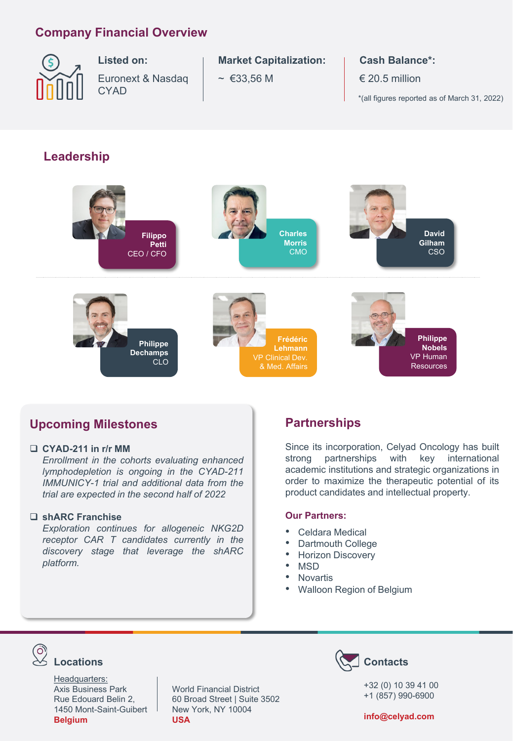## Company Financial Overview

**Listed on:**
Euronext & Nasdaq
CYAD

**Market Capitalization:**
~ €33,56 M

**Cash Balance*:**
€ 20.5 million

*(all figures reported as of March 31, 2022)

## Leadership

**Filippo Petti**
CEO / CFO

**Charles Morris**
CMO

**David Gilham**
CSO

**Philippe Dechamps**
CLO

**Frédéric Lehmann**
VP Clinical Dev. & Med. Affairs

**Philippe Nobels**
VP Human Resources

## Upcoming Milestones

- ❑ **CYAD-211 in r/r MM**
  *Enrollment in the cohorts evaluating enhanced lymphodepletion is ongoing in the CYAD-211 IMMUNICY-1 trial and additional data from the trial are expected in the second half of 2022*

- ❑ **shARC Franchise**
  *Exploration continues for allogeneic NKG2D receptor CAR T candidates currently in the discovery stage that leverage the shARC platform.*

## Partnerships

Since its incorporation, Celyad Oncology has built strong partnerships with key international academic institutions and strategic organizations in order to maximize the therapeutic potential of its product candidates and intellectual property.

**Our Partners:**

- Celdara Medical
- Dartmouth College
- Horizon Discovery
- MSD
- Novartis
- Walloon Region of Belgium

## Locations

Headquarters:
Axis Business Park
Rue Edouard Belin 2,
1450 Mont-Saint-Guibert
**Belgium**

World Financial District
60 Broad Street | Suite 3502
New York, NY 10004
**USA**

## Contacts

+32 (0) 10 39 41 00
+1 (857) 990-6900

**info@celyad.com**